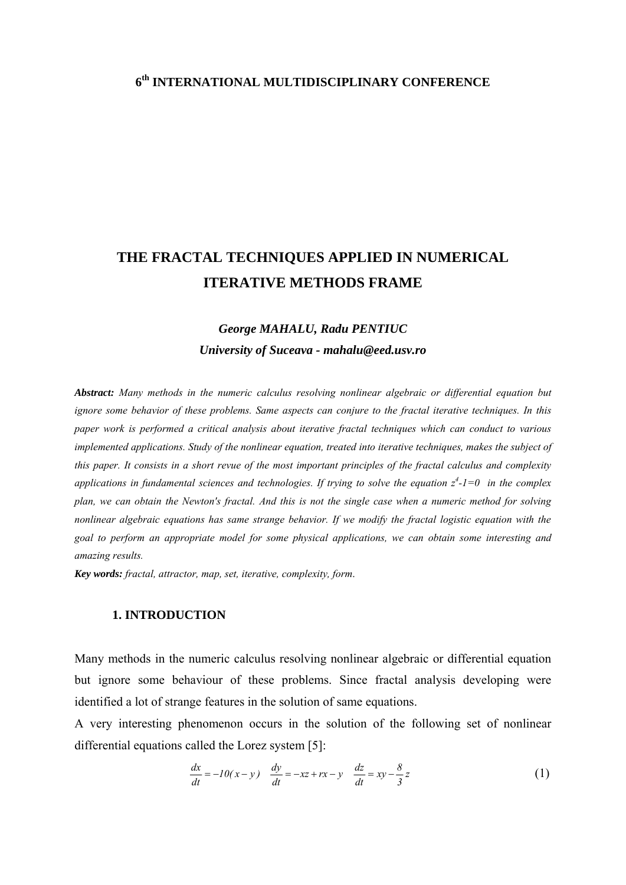**$6^{th}$ INTERNATIONAL MULTIDISCIPLINARY CONFERENCE**

# THE FRACTAL TECHNIQUES APPLIED IN NUMERICAL ITERATIVE METHODS FRAME

***George MAHALU, Radu PENTIUC***

***University of Suceava - mahalu@eed.usv.ro***

***Abstract:*** *Many methods in the numeric calculus resolving nonlinear algebraic or differential equation but ignore some behavior of these problems. Same aspects can conjure to the fractal iterative techniques. In this paper work is performed a critical analysis about iterative fractal techniques which can conduct to various implemented applications. Study of the nonlinear equation, treated into iterative techniques, makes the subject of this paper. It consists in a short revue of the most important principles of the fractal calculus and complexity applications in fundamental sciences and technologies. If trying to solve the equation $z^4-1=0$ in the complex plan, we can obtain the Newton's fractal. And this is not the single case when a numeric method for solving nonlinear algebraic equations has same strange behavior. If we modify the fractal logistic equation with the goal to perform an appropriate model for some physical applications, we can obtain some interesting and amazing results.*

***Key words:*** *fractal, attractor, map, set, iterative, complexity, form.*

## 1. INTRODUCTION

Many methods in the numeric calculus resolving nonlinear algebraic or differential equation but ignore some behaviour of these problems. Since fractal analysis developing were identified a lot of strange features in the solution of same equations.

A very interesting phenomenon occurs in the solution of the following set of nonlinear differential equations called the Lorez system [5]:

$$\frac{dx}{dt} = -10(x-y) \quad \frac{dy}{dt} = -xz + rx - y \quad \frac{dz}{dt} = xy - \frac{8}{3}z \tag{1}$$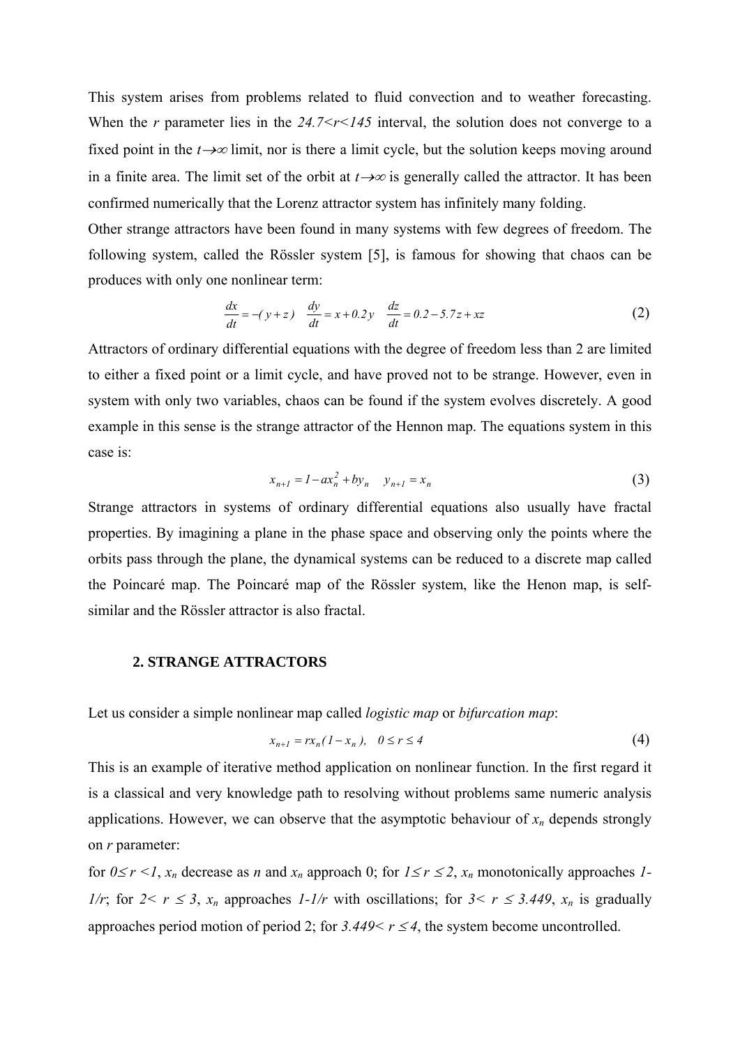This system arises from problems related to fluid convection and to weather forecasting. When the $r$ parameter lies in the $24.7<r<145$ interval, the solution does not converge to a fixed point in the $t\rightarrow\infty$ limit, nor is there a limit cycle, but the solution keeps moving around in a finite area. The limit set of the orbit at $t\rightarrow\infty$ is generally called the attractor. It has been confirmed numerically that the Lorenz attractor system has infinitely many folding.

Other strange attractors have been found in many systems with few degrees of freedom. The following system, called the Rössler system [5], is famous for showing that chaos can be produces with only one nonlinear term:

$$\frac{dx}{dt}=-(y+z) \quad \frac{dy}{dt}=x+0.2y \quad \frac{dz}{dt}=0.2-5.7z+xz \tag{2}$$

Attractors of ordinary differential equations with the degree of freedom less than 2 are limited to either a fixed point or a limit cycle, and have proved not to be strange. However, even in system with only two variables, chaos can be found if the system evolves discretely. A good example in this sense is the strange attractor of the Hennon map. The equations system in this case is:

$$x_{n+1}=1-ax_n^2+by_n \quad y_{n+1}=x_n \tag{3}$$

Strange attractors in systems of ordinary differential equations also usually have fractal properties. By imagining a plane in the phase space and observing only the points where the orbits pass through the plane, the dynamical systems can be reduced to a discrete map called the Poincaré map. The Poincaré map of the Rössler system, like the Henon map, is self-similar and the Rössler attractor is also fractal.

## 2. STRANGE ATTRACTORS

Let us consider a simple nonlinear map called *logistic map* or *bifurcation map*:

$$x_{n+1}=rx_n(1-x_n), \quad 0\leq r\leq 4 \tag{4}$$

This is an example of iterative method application on nonlinear function. In the first regard it is a classical and very knowledge path to resolving without problems same numeric analysis applications. However, we can observe that the asymptotic behaviour of $x_n$ depends strongly on $r$ parameter:

for $0\leq r<1$, $x_n$ decrease as $n$ and $x_n$ approach 0; for $1\leq r\leq 2$, $x_n$ monotonically approaches $1-1/r$; for $2<r\leq 3$, $x_n$ approaches $1-1/r$ with oscillations; for $3<r\leq 3.449$, $x_n$ is gradually approaches period motion of period 2; for $3.449<r\leq 4$, the system become uncontrolled.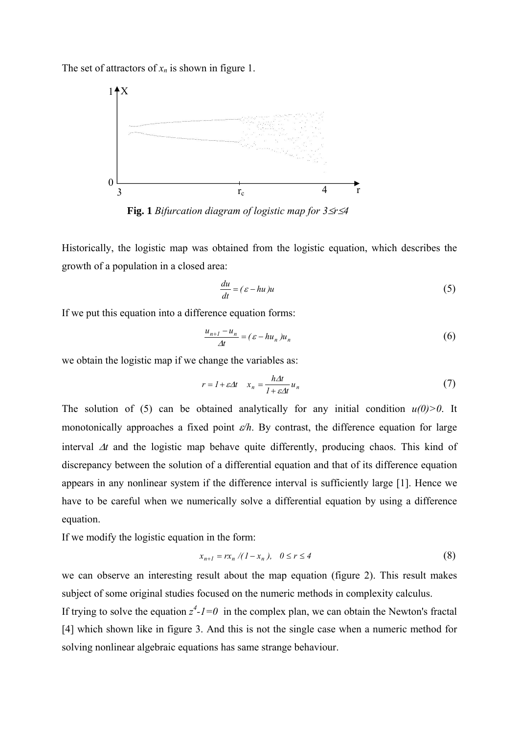The set of attractors of $x_n$ is shown in figure 1.

**Fig. 1** *Bifurcation diagram of logistic map for $3 \le r \le 4$*

Historically, the logistic map was obtained from the logistic equation, which describes the growth of a population in a closed area:

$$\frac{du}{dt} = (\varepsilon - hu)u \tag{5}$$

If we put this equation into a difference equation forms:

$$\frac{u_{n+1} - u_n}{\Delta t} = (\varepsilon - hu_n)u_n \tag{6}$$

we obtain the logistic map if we change the variables as:

$$r = 1 + \varepsilon \Delta t \quad x_n = \frac{h\Delta t}{1 + \varepsilon \Delta t} u_n \tag{7}$$

The solution of (5) can be obtained analytically for any initial condition $u(0)>0$. It monotonically approaches a fixed point $\varepsilon/h$. By contrast, the difference equation for large interval $\Delta t$ and the logistic map behave quite differently, producing chaos. This kind of discrepancy between the solution of a differential equation and that of its difference equation appears in any nonlinear system if the difference interval is sufficiently large [1]. Hence we have to be careful when we numerically solve a differential equation by using a difference equation.

If we modify the logistic equation in the form:

$$x_{n+1} = rx_n /(1 - x_n), \quad 0 \le r \le 4 \tag{8}$$

we can observe an interesting result about the map equation (figure 2). This result makes subject of some original studies focused on the numeric methods in complexity calculus.

If trying to solve the equation $z^4$-$1=0$ in the complex plan, we can obtain the Newton's fractal [4] which shown like in figure 3. And this is not the single case when a numeric method for solving nonlinear algebraic equations has same strange behaviour.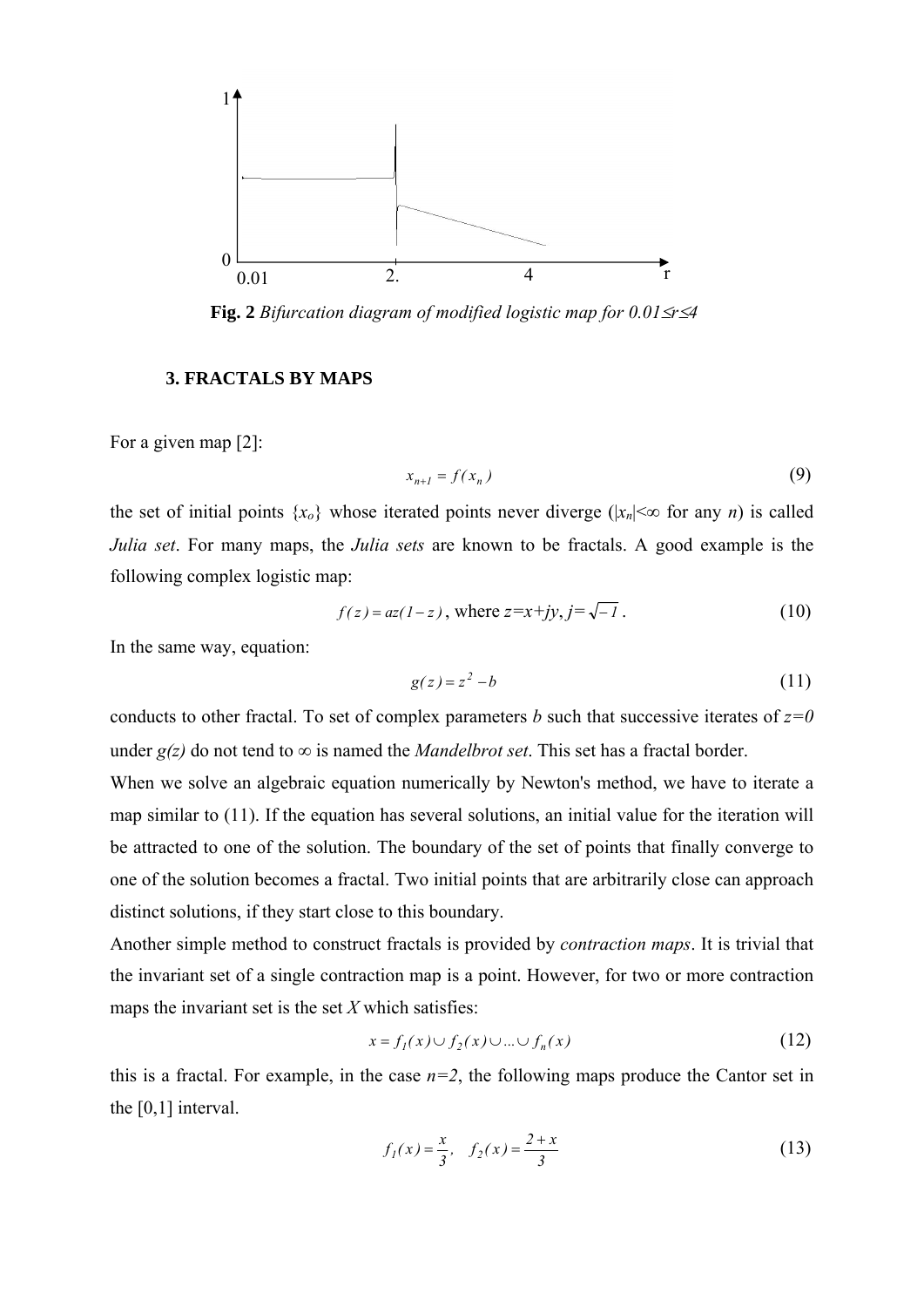**Fig. 2** *Bifurcation diagram of modified logistic map for $0.01 \le r \le 4$*

### 3. FRACTALS BY MAPS

For a given map [2]:

$$x_{n+1} = f(x_n) \tag{9}$$

the set of initial points $\{x_o\}$ whose iterated points never diverge ($|x_n|<\infty$ for any $n$) is called *Julia set*. For many maps, the *Julia sets* are known to be fractals. A good example is the following complex logistic map:

$$f(z) = az(1-z), \text{ where } z=x+jy,\ j=\sqrt{-1}\,. \tag{10}$$

In the same way, equation:

$$g(z) = z^2 - b \tag{11}$$

conducts to other fractal. To set of complex parameters $b$ such that successive iterates of $z=0$ under $g(z)$ do not tend to $\infty$ is named the *Mandelbrot set*. This set has a fractal border.

When we solve an algebraic equation numerically by Newton's method, we have to iterate a map similar to (11). If the equation has several solutions, an initial value for the iteration will be attracted to one of the solution. The boundary of the set of points that finally converge to one of the solution becomes a fractal. Two initial points that are arbitrarily close can approach distinct solutions, if they start close to this boundary.

Another simple method to construct fractals is provided by *contraction maps*. It is trivial that the invariant set of a single contraction map is a point. However, for two or more contraction maps the invariant set is the set $X$ which satisfies:

$$x = f_1(x) \cup f_2(x) \cup \ldots \cup f_n(x) \tag{12}$$

this is a fractal. For example, in the case $n=2$, the following maps produce the Cantor set in the [0,1] interval.

$$f_1(x) = \frac{x}{3}, \quad f_2(x) = \frac{2+x}{3} \tag{13}$$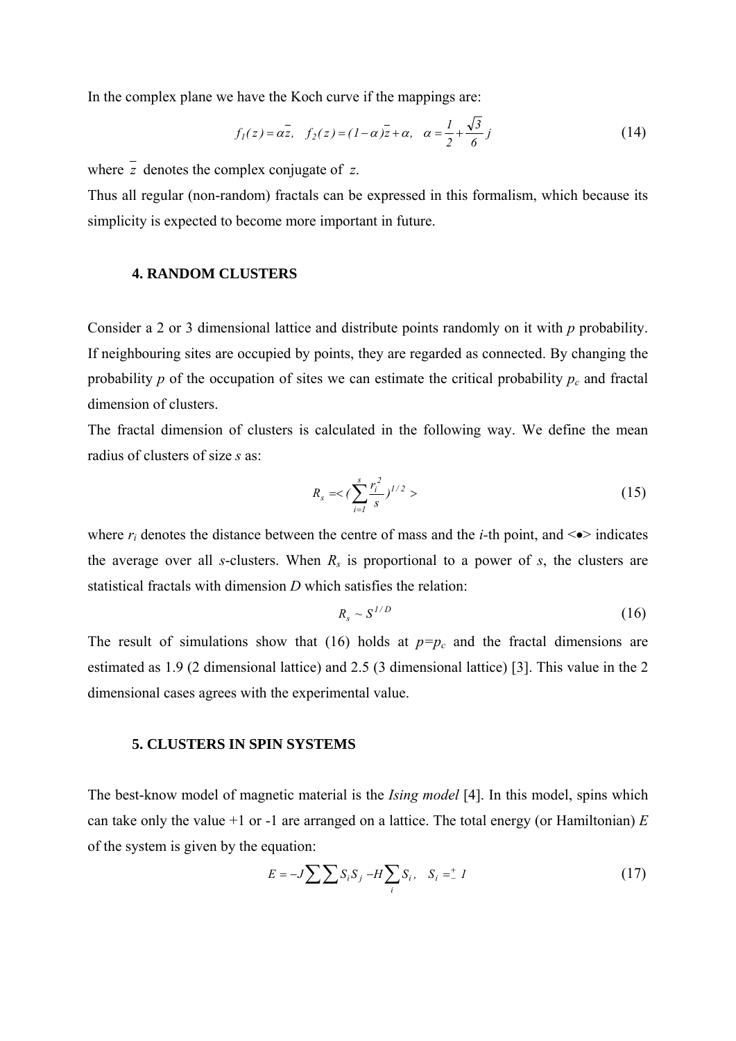In the complex plane we have the Koch curve if the mappings are:

$$f_1(z) = \alpha \bar{z}, \quad f_2(z) = (1-\alpha)\bar{z} + \alpha, \quad \alpha = \frac{1}{2} + \frac{\sqrt{3}}{6} j \tag{14}$$

where $\bar{z}$ denotes the complex conjugate of $z$.

Thus all regular (non-random) fractals can be expressed in this formalism, which because its simplicity is expected to become more important in future.

### 4. RANDOM CLUSTERS

Consider a 2 or 3 dimensional lattice and distribute points randomly on it with *p* probability. If neighbouring sites are occupied by points, they are regarded as connected. By changing the probability *p* of the occupation of sites we can estimate the critical probability $p_c$ and fractal dimension of clusters.

The fractal dimension of clusters is calculated in the following way. We define the mean radius of clusters of size *s* as:

$$R_s = < ( \sum_{i=1}^{s} \frac{r_i^2}{s} )^{1/2} > \tag{15}$$

where $r_i$ denotes the distance between the centre of mass and the *i*-th point, and <•> indicates the average over all *s*-clusters. When $R_s$ is proportional to a power of *s*, the clusters are statistical fractals with dimension *D* which satisfies the relation:

$$R_s \sim S^{1/D} \tag{16}$$

The result of simulations show that (16) holds at $p = p_c$ and the fractal dimensions are estimated as 1.9 (2 dimensional lattice) and 2.5 (3 dimensional lattice) [3]. This value in the 2 dimensional cases agrees with the experimental value.

### 5. CLUSTERS IN SPIN SYSTEMS

The best-know model of magnetic material is the *Ising model* [4]. In this model, spins which can take only the value +1 or -1 are arranged on a lattice. The total energy (or Hamiltonian) *E* of the system is given by the equation:

$$E = -J \sum \sum S_i S_j - H \sum_i S_i, \quad S_i = \pm 1 \tag{17}$$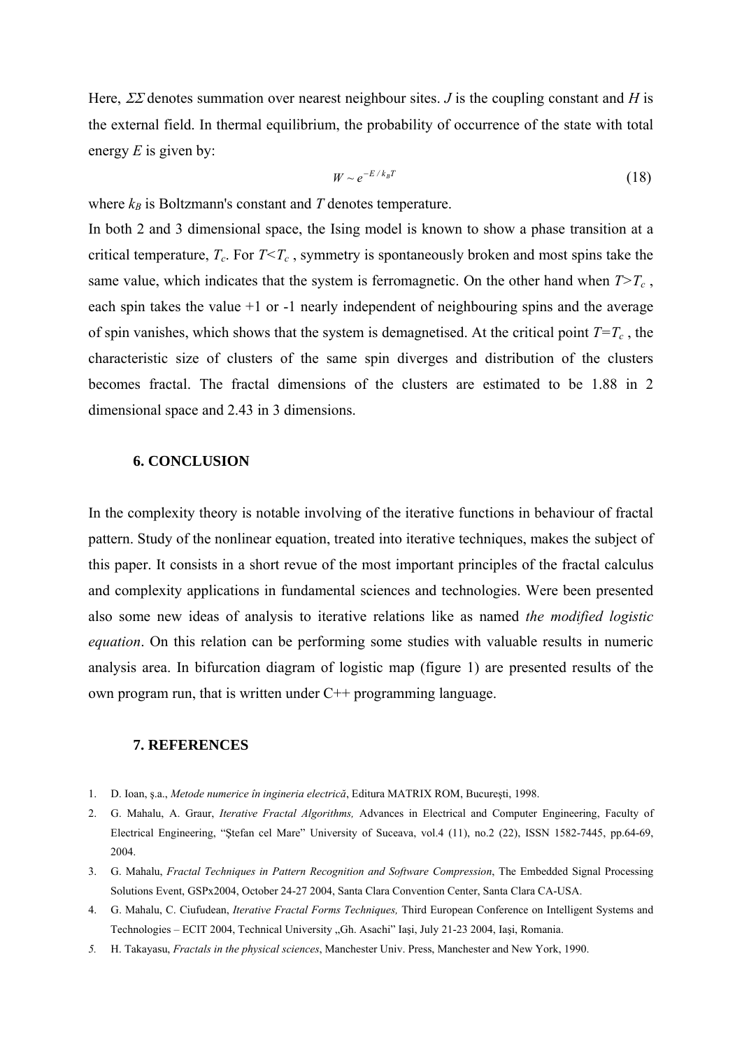Here, $\Sigma\Sigma$ denotes summation over nearest neighbour sites. $J$ is the coupling constant and $H$ is the external field. In thermal equilibrium, the probability of occurrence of the state with total energy $E$ is given by:

$$W \sim e^{-E/k_B T} \tag{18}$$

where $k_B$ is Boltzmann's constant and $T$ denotes temperature.

In both 2 and 3 dimensional space, the Ising model is known to show a phase transition at a critical temperature, $T_c$. For $T<T_c$, symmetry is spontaneously broken and most spins take the same value, which indicates that the system is ferromagnetic. On the other hand when $T>T_c$, each spin takes the value +1 or -1 nearly independent of neighbouring spins and the average of spin vanishes, which shows that the system is demagnetised. At the critical point $T=T_c$, the characteristic size of clusters of the same spin diverges and distribution of the clusters becomes fractal. The fractal dimensions of the clusters are estimated to be 1.88 in 2 dimensional space and 2.43 in 3 dimensions.

## 6. CONCLUSION

In the complexity theory is notable involving of the iterative functions in behaviour of fractal pattern. Study of the nonlinear equation, treated into iterative techniques, makes the subject of this paper. It consists in a short revue of the most important principles of the fractal calculus and complexity applications in fundamental sciences and technologies. Were been presented also some new ideas of analysis to iterative relations like as named *the modified logistic equation*. On this relation can be performing some studies with valuable results in numeric analysis area. In bifurcation diagram of logistic map (figure 1) are presented results of the own program run, that is written under C++ programming language.

## 7. REFERENCES

1. D. Ioan, ş.a., *Metode numerice în ingineria electrică*, Editura MATRIX ROM, Bucureşti, 1998.
2. G. Mahalu, A. Graur, *Iterative Fractal Algorithms,* Advances in Electrical and Computer Engineering, Faculty of Electrical Engineering, "Ştefan cel Mare" University of Suceava, vol.4 (11), no.2 (22), ISSN 1582-7445, pp.64-69, 2004.
3. G. Mahalu, *Fractal Techniques in Pattern Recognition and Software Compression*, The Embedded Signal Processing Solutions Event, GSPx2004, October 24-27 2004, Santa Clara Convention Center, Santa Clara CA-USA.
4. G. Mahalu, C. Ciufudean, *Iterative Fractal Forms Techniques,* Third European Conference on Intelligent Systems and Technologies – ECIT 2004, Technical University „Gh. Asachi" Iaşi, July 21-23 2004, Iaşi, Romania.
5. H. Takayasu, *Fractals in the physical sciences*, Manchester Univ. Press, Manchester and New York, 1990.